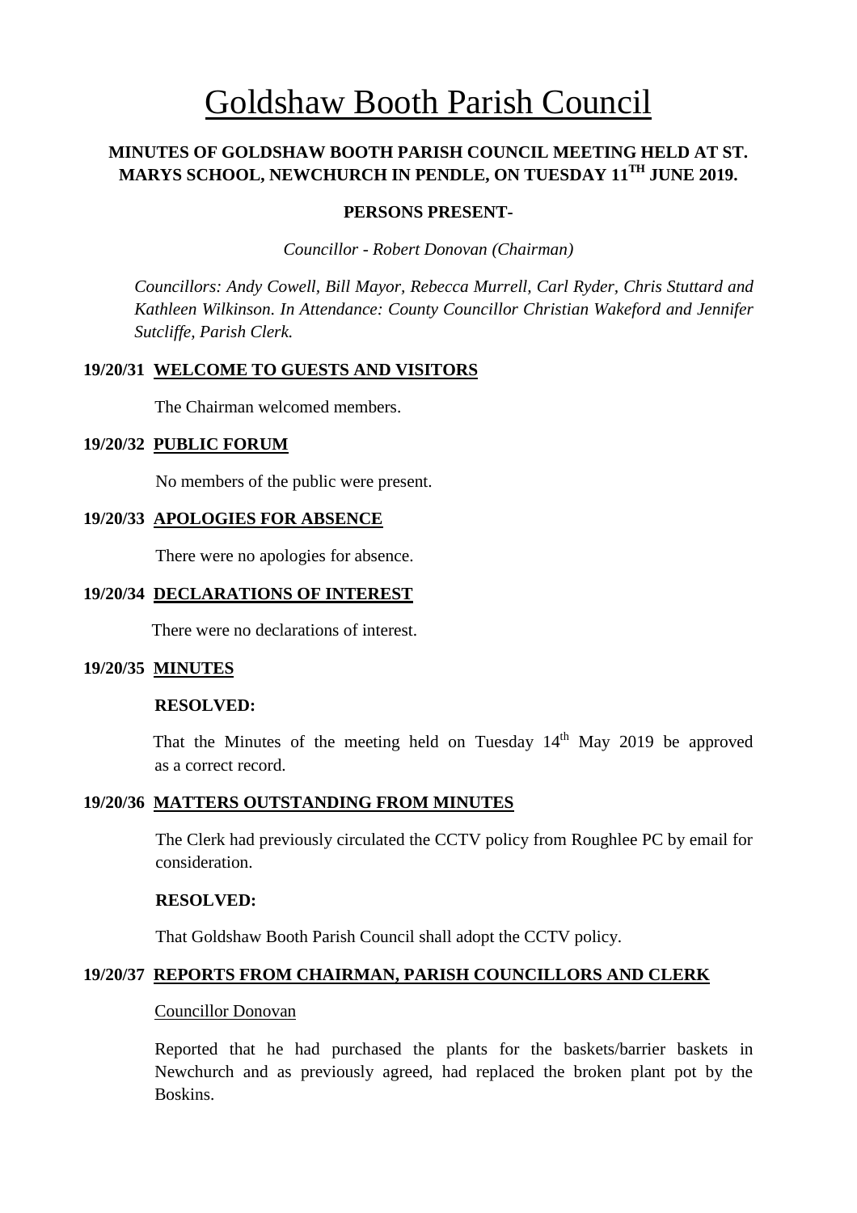# Goldshaw Booth Parish Council

**MINUTES OF GOLDSHAW BOOTH PARISH COUNCIL MEETING HELD AT ST. MARYS SCHOOL, NEWCHURCH IN PENDLE, ON TUESDAY 11TH JUNE 2019.**

**PERSONS PRESENT-**

*Councillor - Robert Donovan (Chairman)*

*Councillors: Andy Cowell, Bill Mayor, Rebecca Murrell, Carl Ryder, Chris Stuttard and Kathleen Wilkinson. In Attendance: County Councillor Christian Wakeford and Jennifer Sutcliffe, Parish Clerk.*

**19/20/31 WELCOME TO GUESTS AND VISITORS**

The Chairman welcomed members.

**19/20/32 PUBLIC FORUM**

No members of the public were present.

**19/20/33 APOLOGIES FOR ABSENCE**

There were no apologies for absence.

**19/20/34 DECLARATIONS OF INTEREST**

There were no declarations of interest.

**19/20/35 MINUTES**

**RESOLVED:**

That the Minutes of the meeting held on Tuesday 14th May 2019 be approved as a correct record.

**19/20/36 MATTERS OUTSTANDING FROM MINUTES**

The Clerk had previously circulated the CCTV policy from Roughlee PC by email for consideration.

**RESOLVED:**

That Goldshaw Booth Parish Council shall adopt the CCTV policy.

**19/20/37 REPORTS FROM CHAIRMAN, PARISH COUNCILLORS AND CLERK**

Councillor Donovan

Reported that he had purchased the plants for the baskets/barrier baskets in Newchurch and as previously agreed, had replaced the broken plant pot by the Boskins.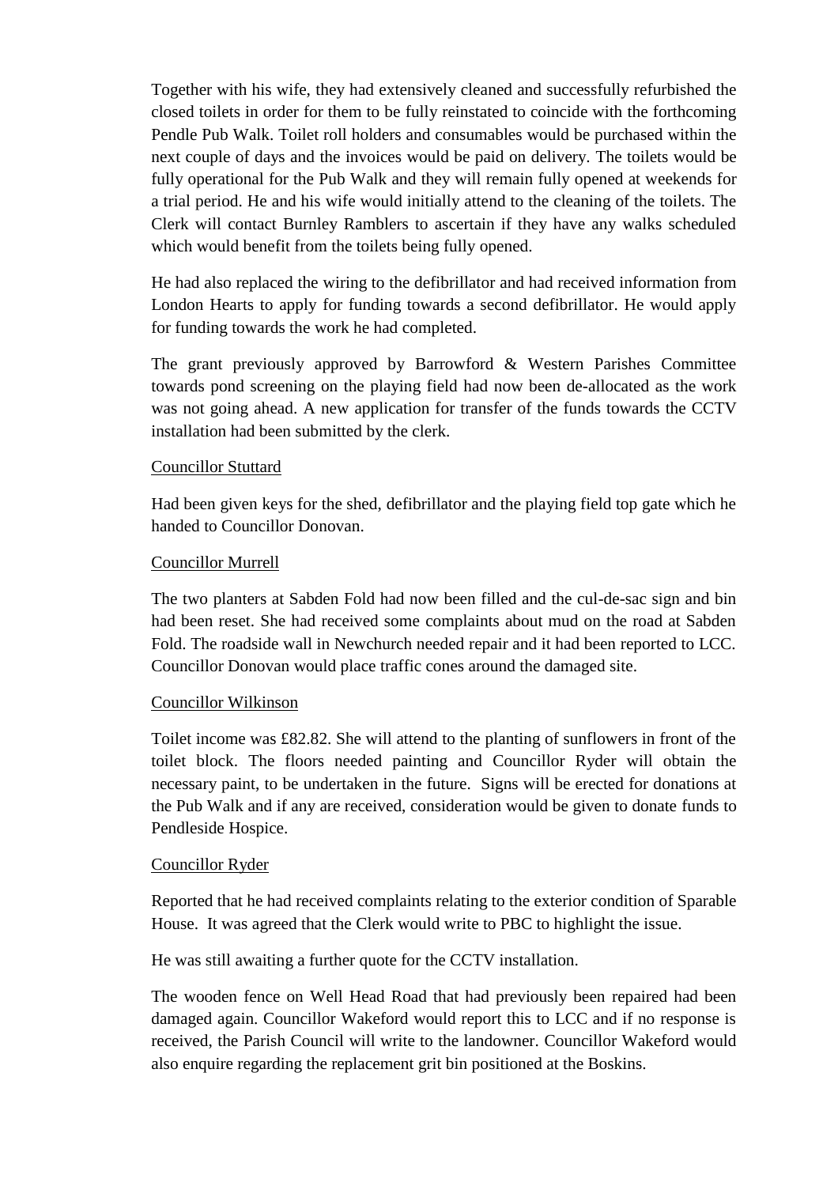Together with his wife, they had extensively cleaned and successfully refurbished the closed toilets in order for them to be fully reinstated to coincide with the forthcoming Pendle Pub Walk. Toilet roll holders and consumables would be purchased within the next couple of days and the invoices would be paid on delivery. The toilets would be fully operational for the Pub Walk and they will remain fully opened at weekends for a trial period. He and his wife would initially attend to the cleaning of the toilets. The Clerk will contact Burnley Ramblers to ascertain if they have any walks scheduled which would benefit from the toilets being fully opened.

He had also replaced the wiring to the defibrillator and had received information from London Hearts to apply for funding towards a second defibrillator. He would apply for funding towards the work he had completed.

The grant previously approved by Barrowford & Western Parishes Committee towards pond screening on the playing field had now been de-allocated as the work was not going ahead. A new application for transfer of the funds towards the CCTV installation had been submitted by the clerk.

Councillor Stuttard

Had been given keys for the shed, defibrillator and the playing field top gate which he handed to Councillor Donovan.

Councillor Murrell

The two planters at Sabden Fold had now been filled and the cul-de-sac sign and bin had been reset. She had received some complaints about mud on the road at Sabden Fold. The roadside wall in Newchurch needed repair and it had been reported to LCC. Councillor Donovan would place traffic cones around the damaged site.

Councillor Wilkinson

Toilet income was £82.82. She will attend to the planting of sunflowers in front of the toilet block. The floors needed painting and Councillor Ryder will obtain the necessary paint, to be undertaken in the future. Signs will be erected for donations at the Pub Walk and if any are received, consideration would be given to donate funds to Pendleside Hospice.

Councillor Ryder

Reported that he had received complaints relating to the exterior condition of Sparable House. It was agreed that the Clerk would write to PBC to highlight the issue.

He was still awaiting a further quote for the CCTV installation.

The wooden fence on Well Head Road that had previously been repaired had been damaged again. Councillor Wakeford would report this to LCC and if no response is received, the Parish Council will write to the landowner. Councillor Wakeford would also enquire regarding the replacement grit bin positioned at the Boskins.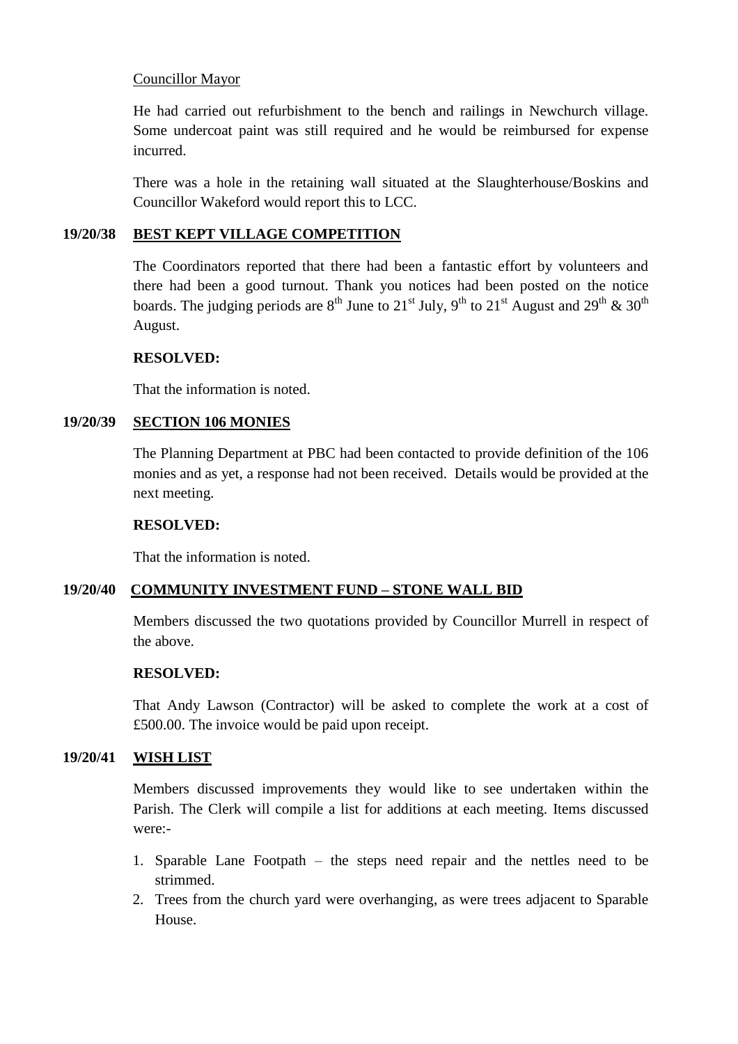Councillor Mayor

He had carried out refurbishment to the bench and railings in Newchurch village. Some undercoat paint was still required and he would be reimbursed for expense incurred.

There was a hole in the retaining wall situated at the Slaughterhouse/Boskins and Councillor Wakeford would report this to LCC.

## 19/20/38 BEST KEPT VILLAGE COMPETITION

The Coordinators reported that there had been a fantastic effort by volunteers and there had been a good turnout. Thank you notices had been posted on the notice boards. The judging periods are 8th June to 21st July, 9th to 21st August and 29th & 30th August.

**RESOLVED:**

That the information is noted.

## 19/20/39 SECTION 106 MONIES

The Planning Department at PBC had been contacted to provide definition of the 106 monies and as yet, a response had not been received. Details would be provided at the next meeting.

**RESOLVED:**

That the information is noted.

## 19/20/40 COMMUNITY INVESTMENT FUND – STONE WALL BID

Members discussed the two quotations provided by Councillor Murrell in respect of the above.

**RESOLVED:**

That Andy Lawson (Contractor) will be asked to complete the work at a cost of £500.00. The invoice would be paid upon receipt.

## 19/20/41 WISH LIST

Members discussed improvements they would like to see undertaken within the Parish. The Clerk will compile a list for additions at each meeting. Items discussed were:-

1. Sparable Lane Footpath – the steps need repair and the nettles need to be strimmed.
2. Trees from the church yard were overhanging, as were trees adjacent to Sparable House.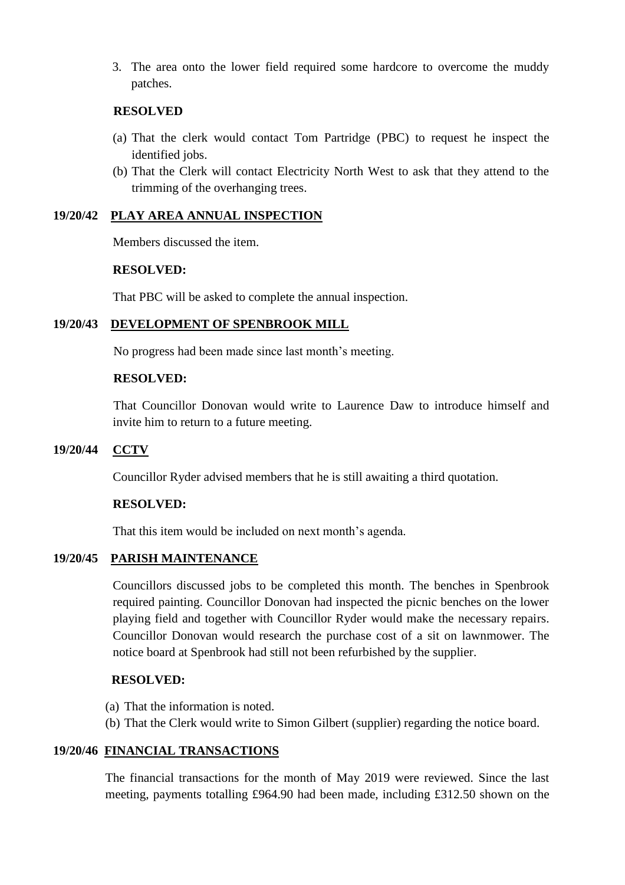3. The area onto the lower field required some hardcore to overcome the muddy patches.

**RESOLVED**

(a) That the clerk would contact Tom Partridge (PBC) to request he inspect the identified jobs.
(b) That the Clerk will contact Electricity North West to ask that they attend to the trimming of the overhanging trees.

## 19/20/42 PLAY AREA ANNUAL INSPECTION

Members discussed the item.

**RESOLVED:**

That PBC will be asked to complete the annual inspection.

## 19/20/43 DEVELOPMENT OF SPENBROOK MILL

No progress had been made since last month's meeting.

**RESOLVED:**

That Councillor Donovan would write to Laurence Daw to introduce himself and invite him to return to a future meeting.

## 19/20/44 CCTV

Councillor Ryder advised members that he is still awaiting a third quotation.

**RESOLVED:**

That this item would be included on next month's agenda.

## 19/20/45 PARISH MAINTENANCE

Councillors discussed jobs to be completed this month. The benches in Spenbrook required painting. Councillor Donovan had inspected the picnic benches on the lower playing field and together with Councillor Ryder would make the necessary repairs. Councillor Donovan would research the purchase cost of a sit on lawnmower. The notice board at Spenbrook had still not been refurbished by the supplier.

**RESOLVED:**

(a) That the information is noted.
(b) That the Clerk would write to Simon Gilbert (supplier) regarding the notice board.

## 19/20/46 FINANCIAL TRANSACTIONS

The financial transactions for the month of May 2019 were reviewed. Since the last meeting, payments totalling £964.90 had been made, including £312.50 shown on the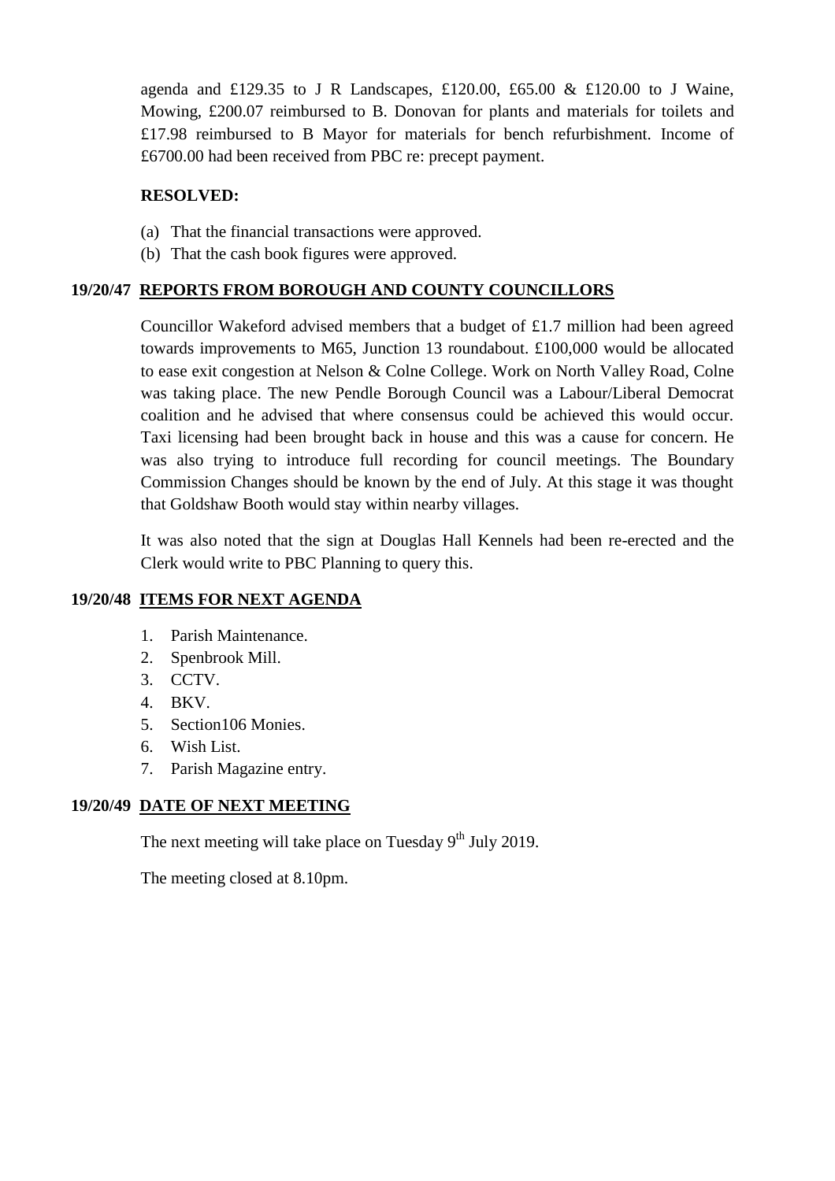agenda and £129.35 to J R Landscapes, £120.00, £65.00 & £120.00 to J Waine, Mowing, £200.07 reimbursed to B. Donovan for plants and materials for toilets and £17.98 reimbursed to B Mayor for materials for bench refurbishment. Income of £6700.00 had been received from PBC re: precept payment.

**RESOLVED:**

(a) That the financial transactions were approved.
(b) That the cash book figures were approved.

## 19/20/47 REPORTS FROM BOROUGH AND COUNTY COUNCILLORS

Councillor Wakeford advised members that a budget of £1.7 million had been agreed towards improvements to M65, Junction 13 roundabout. £100,000 would be allocated to ease exit congestion at Nelson & Colne College. Work on North Valley Road, Colne was taking place. The new Pendle Borough Council was a Labour/Liberal Democrat coalition and he advised that where consensus could be achieved this would occur. Taxi licensing had been brought back in house and this was a cause for concern. He was also trying to introduce full recording for council meetings. The Boundary Commission Changes should be known by the end of July. At this stage it was thought that Goldshaw Booth would stay within nearby villages.

It was also noted that the sign at Douglas Hall Kennels had been re-erected and the Clerk would write to PBC Planning to query this.

## 19/20/48 ITEMS FOR NEXT AGENDA

1. Parish Maintenance.
2. Spenbrook Mill.
3. CCTV.
4. BKV.
5. Section106 Monies.
6. Wish List.
7. Parish Magazine entry.

## 19/20/49 DATE OF NEXT MEETING

The next meeting will take place on Tuesday 9th July 2019.

The meeting closed at 8.10pm.